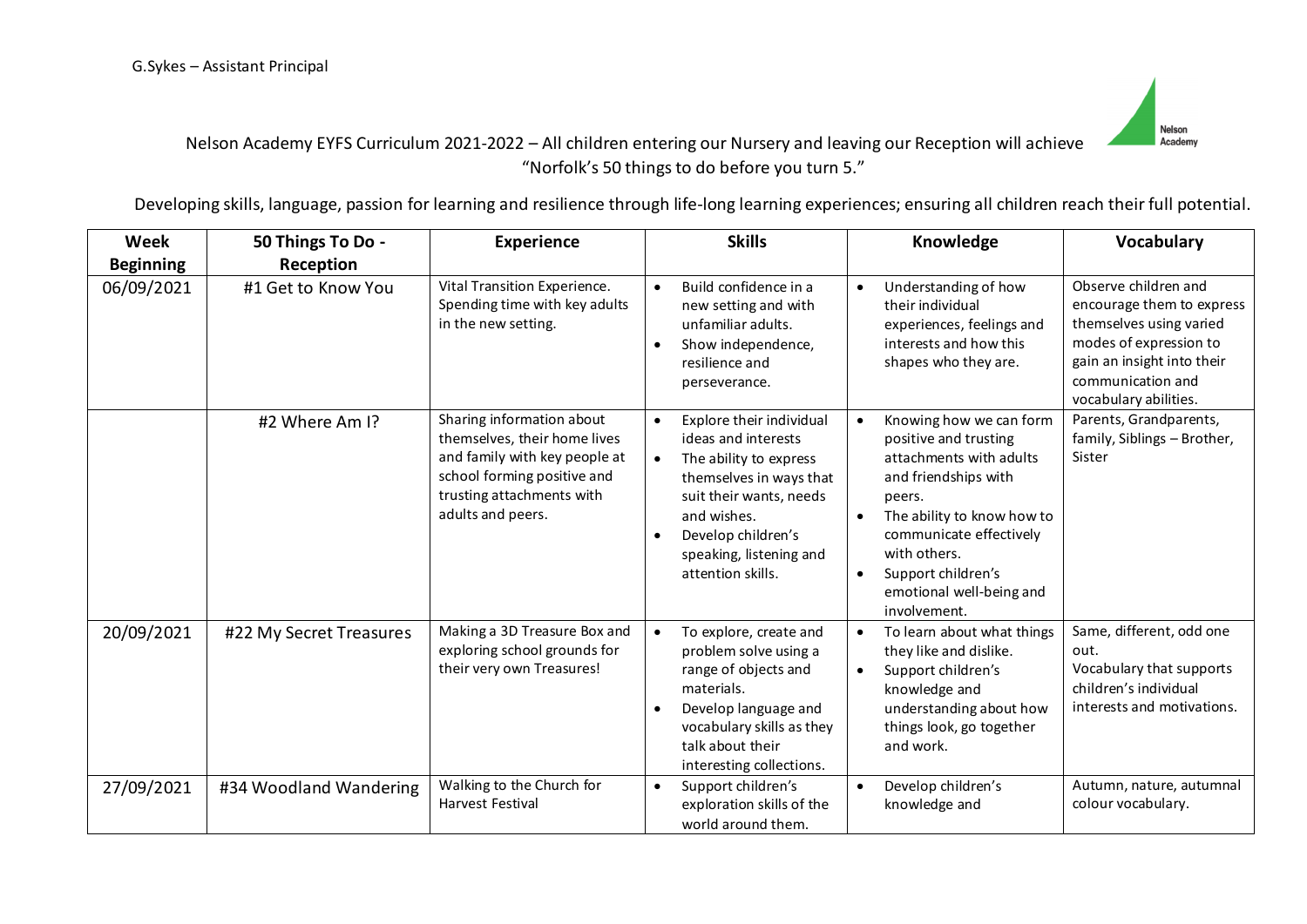G.Sykes – Assistant Principal

Nelson Academy EYFS Curriculum 2021-2022 – All children entering our Nursery and leaving our Reception will achieve "Norfolk's 50 things to do before you turn 5."

Developing skills, language, passion for learning and resilience through life-long learning experiences; ensuring all children reach their full potential.

| Week Beginning | 50 Things To Do - Reception | Experience | Skills | Knowledge | Vocabulary |
|---|---|---|---|---|---|
| 06/09/2021 | #1 Get to Know You | Vital Transition Experience. Spending time with key adults in the new setting. | • Build confidence in a new setting and with unfamiliar adults.<br>• Show independence, resilience and perseverance. | • Understanding of how their individual experiences, feelings and interests and how this shapes who they are. | Observe children and encourage them to express themselves using varied modes of expression to gain an insight into their communication and vocabulary abilities. |
| | #2 Where Am I? | Sharing information about themselves, their home lives and family with key people at school forming positive and trusting attachments with adults and peers. | • Explore their individual ideas and interests<br>• The ability to express themselves in ways that suit their wants, needs and wishes.<br>• Develop children's speaking, listening and attention skills. | • Knowing how we can form positive and trusting attachments with adults and friendships with peers.<br>• The ability to know how to communicate effectively with others.<br>• Support children's emotional well-being and involvement. | Parents, Grandparents, family, Siblings – Brother, Sister |
| 20/09/2021 | #22 My Secret Treasures | Making a 3D Treasure Box and exploring school grounds for their very own Treasures! | • To explore, create and problem solve using a range of objects and materials.<br>• Develop language and vocabulary skills as they talk about their interesting collections. | • To learn about what things they like and dislike.<br>• Support children's knowledge and understanding about how things look, go together and work. | Same, different, odd one out.<br>Vocabulary that supports children's individual interests and motivations. |
| 27/09/2021 | #34 Woodland Wandering | Walking to the Church for Harvest Festival | • Support children's exploration skills of the world around them. | • Develop children's knowledge and | Autumn, nature, autumnal colour vocabulary. |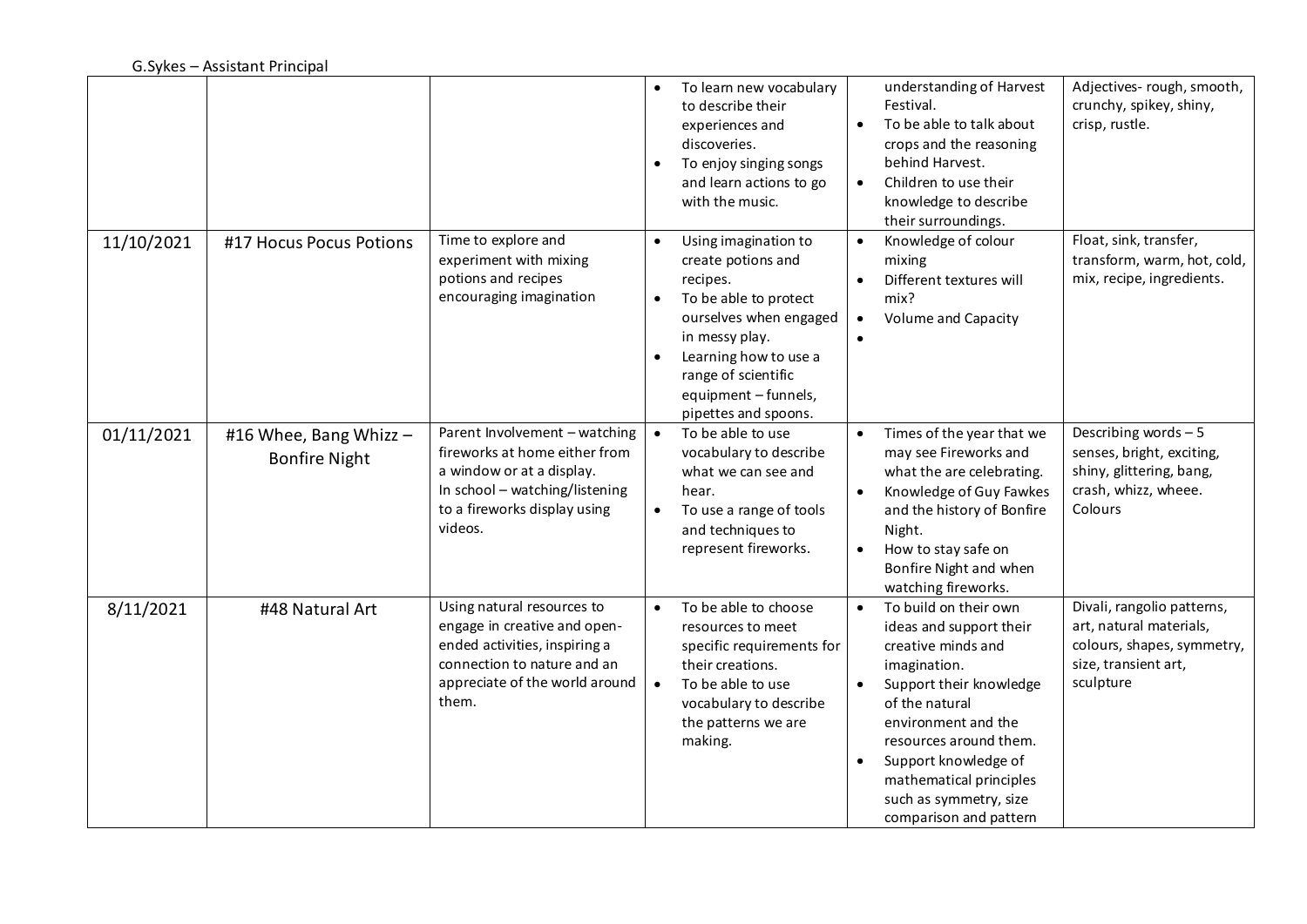| | | | | | |
|---|---|---|---|---|---|
| | | | • To learn new vocabulary to describe their experiences and discoveries.<br>• To enjoy singing songs and learn actions to go with the music. | understanding of Harvest Festival.<br>• To be able to talk about crops and the reasoning behind Harvest.<br>• Children to use their knowledge to describe their surroundings. | Adjectives- rough, smooth, crunchy, spikey, shiny, crisp, rustle. |
| 11/10/2021 | #17 Hocus Pocus Potions | Time to explore and experiment with mixing potions and recipes encouraging imagination | • Using imagination to create potions and recipes.<br>• To be able to protect ourselves when engaged in messy play.<br>• Learning how to use a range of scientific equipment – funnels, pipettes and spoons. | • Knowledge of colour mixing<br>• Different textures will mix?<br>• Volume and Capacity<br>• | Float, sink, transfer, transform, warm, hot, cold, mix, recipe, ingredients. |
| 01/11/2021 | #16 Whee, Bang Whizz – Bonfire Night | Parent Involvement – watching fireworks at home either from a window or at a display.<br>In school – watching/listening to a fireworks display using videos. | • To be able to use vocabulary to describe what we can see and hear.<br>• To use a range of tools and techniques to represent fireworks. | • Times of the year that we may see Fireworks and what the are celebrating.<br>• Knowledge of Guy Fawkes and the history of Bonfire Night.<br>• How to stay safe on Bonfire Night and when watching fireworks. | Describing words – 5 senses, bright, exciting, shiny, glittering, bang, crash, whizz, wheee. Colours |
| 8/11/2021 | #48 Natural Art | Using natural resources to engage in creative and open-ended activities, inspiring a connection to nature and an appreciate of the world around them. | • To be able to choose resources to meet specific requirements for their creations.<br>• To be able to use vocabulary to describe the patterns we are making. | • To build on their own ideas and support their creative minds and imagination.<br>• Support their knowledge of the natural environment and the resources around them.<br>• Support knowledge of mathematical principles such as symmetry, size comparison and pattern | Divali, rangolio patterns, art, natural materials, colours, shapes, symmetry, size, transient art, sculpture |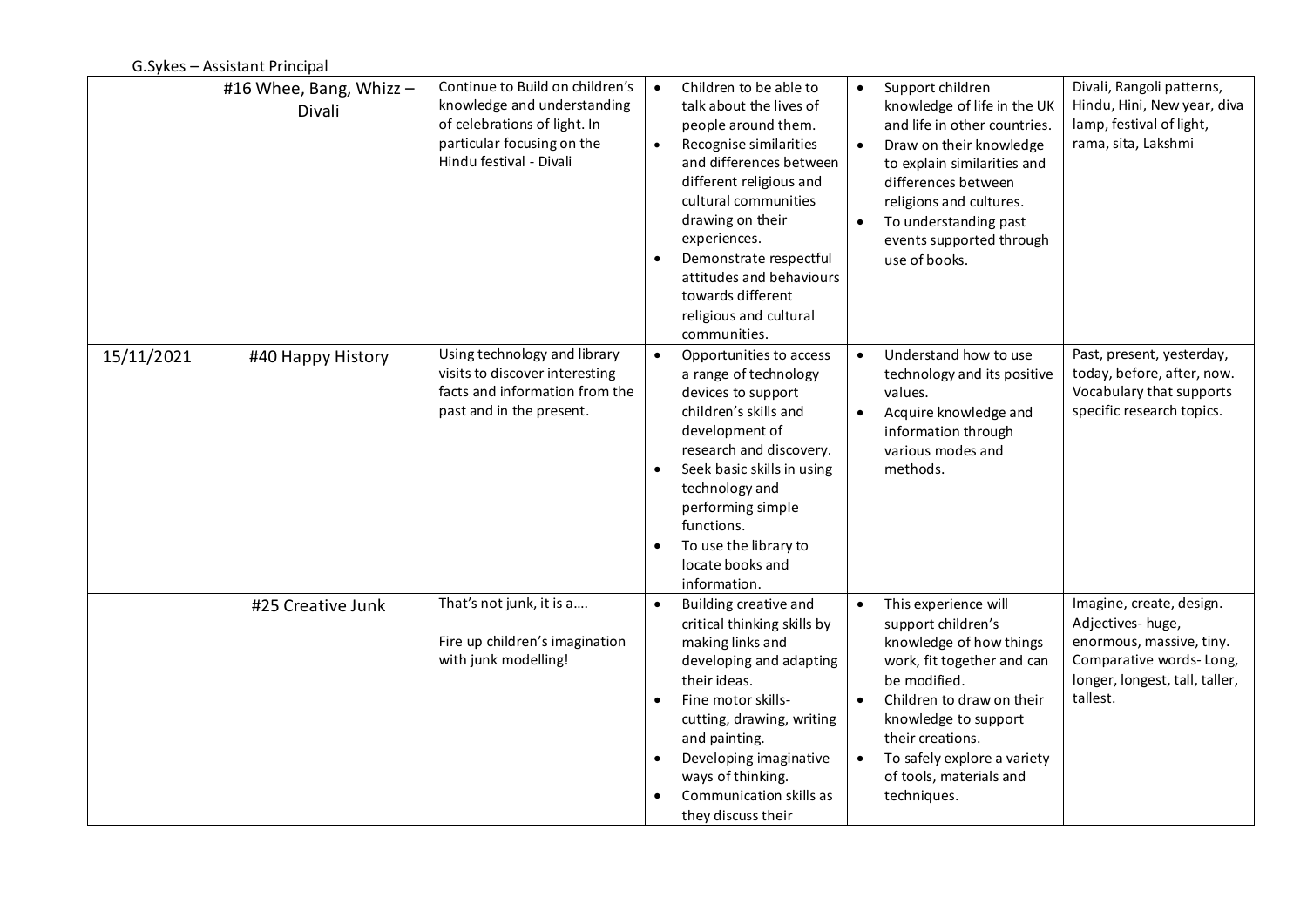G.Sykes – Assistant Principal

| | | | | | |
|---|---|---|---|---|---|
| | #16 Whee, Bang, Whizz – Divali | Continue to Build on children's knowledge and understanding of celebrations of light. In particular focusing on the Hindu festival - Divali | • Children to be able to talk about the lives of people around them.<br>• Recognise similarities and differences between different religious and cultural communities drawing on their experiences.<br>• Demonstrate respectful attitudes and behaviours towards different religious and cultural communities. | • Support children knowledge of life in the UK and life in other countries.<br>• Draw on their knowledge to explain similarities and differences between religions and cultures.<br>• To understanding past events supported through use of books. | Divali, Rangoli patterns, Hindu, Hini, New year, diva lamp, festival of light, rama, sita, Lakshmi |
| 15/11/2021 | #40 Happy History | Using technology and library visits to discover interesting facts and information from the past and in the present. | • Opportunities to access a range of technology devices to support children's skills and development of research and discovery.<br>• Seek basic skills in using technology and performing simple functions.<br>• To use the library to locate books and information. | • Understand how to use technology and its positive values.<br>• Acquire knowledge and information through various modes and methods. | Past, present, yesterday, today, before, after, now. Vocabulary that supports specific research topics. |
| | #25 Creative Junk | That's not junk, it is a….<br><br>Fire up children's imagination with junk modelling! | • Building creative and critical thinking skills by making links and developing and adapting their ideas.<br>• Fine motor skills- cutting, drawing, writing and painting.<br>• Developing imaginative ways of thinking.<br>• Communication skills as they discuss their | • This experience will support children's knowledge of how things work, fit together and can be modified.<br>• Children to draw on their knowledge to support their creations.<br>• To safely explore a variety of tools, materials and techniques. | Imagine, create, design. Adjectives- huge, enormous, massive, tiny. Comparative words- Long, longer, longest, tall, taller, tallest. |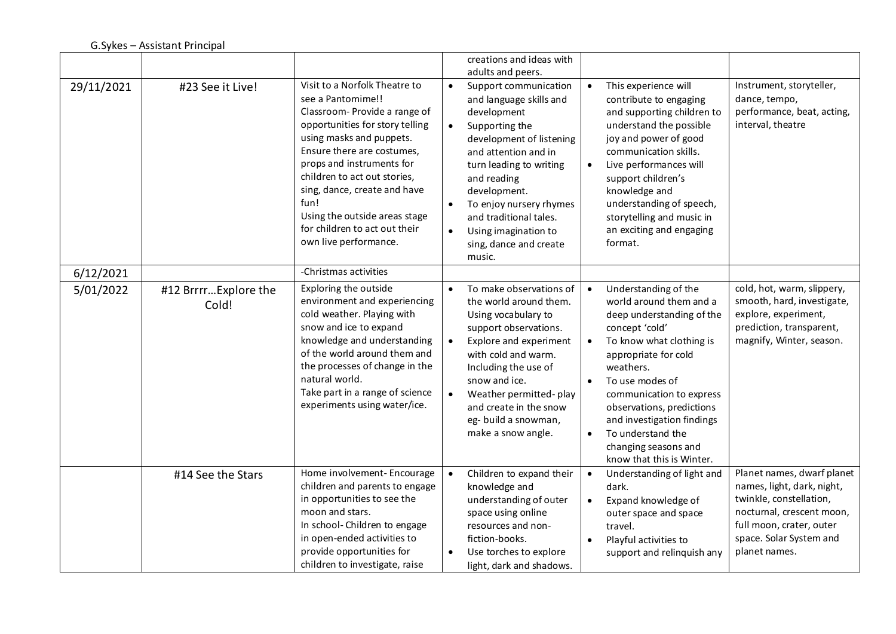| | | | | | |
|---|---|---|---|---|---|
| | | | creations and ideas with adults and peers. | | |
| 29/11/2021 | #23 See it Live! | Visit to a Norfolk Theatre to see a Pantomime!!<br>Classroom- Provide a range of opportunities for story telling using masks and puppets. Ensure there are costumes, props and instruments for children to act out stories, sing, dance, create and have fun!<br>Using the outside areas stage for children to act out their own live performance. | • Support communication and language skills and development<br>• Supporting the development of listening and attention and in turn leading to writing and reading development.<br>• To enjoy nursery rhymes and traditional tales.<br>• Using imagination to sing, dance and create music. | • This experience will contribute to engaging and supporting children to understand the possible joy and power of good communication skills.<br>• Live performances will support children's knowledge and understanding of speech, storytelling and music in an exciting and engaging format. | Instrument, storyteller, dance, tempo, performance, beat, acting, interval, theatre |
| 6/12/2021 | | -Christmas activities | | | |
| 5/01/2022 | #12 Brrrr…Explore the Cold! | Exploring the outside environment and experiencing cold weather. Playing with snow and ice to expand knowledge and understanding of the world around them and the processes of change in the natural world.<br>Take part in a range of science experiments using water/ice. | • To make observations of the world around them. Using vocabulary to support observations.<br>• Explore and experiment with cold and warm. Including the use of snow and ice.<br>• Weather permitted- play and create in the snow eg- build a snowman, make a snow angle. | • Understanding of the world around them and a deep understanding of the concept 'cold'<br>• To know what clothing is appropriate for cold weathers.<br>• To use modes of communication to express observations, predictions and investigation findings<br>• To understand the changing seasons and know that this is Winter. | cold, hot, warm, slippery, smooth, hard, investigate, explore, experiment, prediction, transparent, magnify, Winter, season. |
| | #14 See the Stars | Home involvement- Encourage children and parents to engage in opportunities to see the moon and stars.<br>In school- Children to engage in open-ended activities to provide opportunities for children to investigate, raise | • Children to expand their knowledge and understanding of outer space using online resources and non-fiction-books.<br>• Use torches to explore light, dark and shadows. | • Understanding of light and dark.<br>• Expand knowledge of outer space and space travel.<br>• Playful activities to support and relinquish any | Planet names, dwarf planet names, light, dark, night, twinkle, constellation, nocturnal, crescent moon, full moon, crater, outer space. Solar System and planet names. |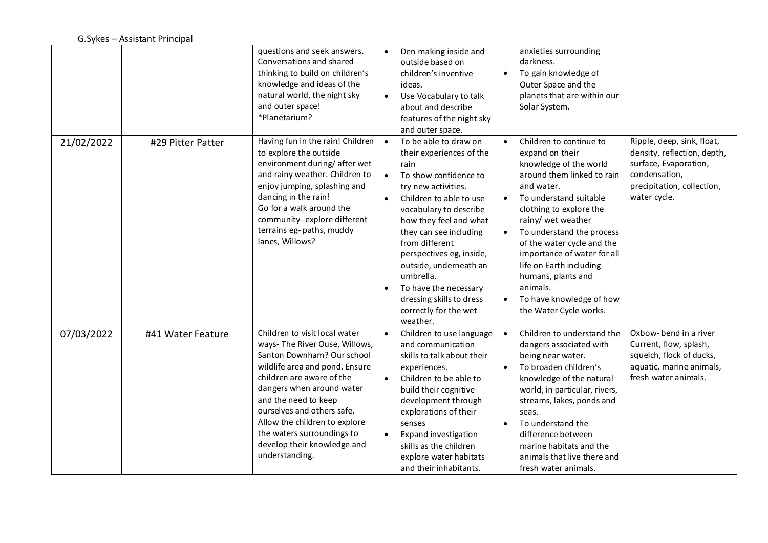| | | questions and seek answers. Conversations and shared thinking to build on children's knowledge and ideas of the natural world, the night sky and outer space! *Planetarium? | • Den making inside and outside based on children's inventive ideas.<br>• Use Vocabulary to talk about and describe features of the night sky and outer space. | anxieties surrounding darkness.<br>• To gain knowledge of Outer Space and the planets that are within our Solar System. | |
|---|---|---|---|---|---|
| 21/02/2022 | #29 Pitter Patter | Having fun in the rain! Children to explore the outside environment during/ after wet and rainy weather. Children to enjoy jumping, splashing and dancing in the rain!<br>Go for a walk around the community- explore different terrains eg- paths, muddy lanes, Willows? | • To be able to draw on their experiences of the rain<br>• To show confidence to try new activities.<br>• Children to able to use vocabulary to describe how they feel and what they can see including from different perspectives eg, inside, outside, underneath an umbrella.<br>• To have the necessary dressing skills to dress correctly for the wet weather. | • Children to continue to expand on their knowledge of the world around them linked to rain and water.<br>• To understand suitable clothing to explore the rainy/ wet weather<br>• To understand the process of the water cycle and the importance of water for all life on Earth including humans, plants and animals.<br>• To have knowledge of how the Water Cycle works. | Ripple, deep, sink, float, density, reflection, depth, surface, Evaporation, condensation, precipitation, collection, water cycle. |
| 07/03/2022 | #41 Water Feature | Children to visit local water ways- The River Ouse, Willows, Santon Downham? Our school wildlife area and pond. Ensure children are aware of the dangers when around water and the need to keep ourselves and others safe. Allow the children to explore the waters surroundings to develop their knowledge and understanding. | • Children to use language and communication skills to talk about their experiences.<br>• Children to be able to build their cognitive development through explorations of their senses<br>• Expand investigation skills as the children explore water habitats and their inhabitants. | • Children to understand the dangers associated with being near water.<br>• To broaden children's knowledge of the natural world, in particular, rivers, streams, lakes, ponds and seas.<br>• To understand the difference between marine habitats and the animals that live there and fresh water animals. | Oxbow- bend in a river Current, flow, splash, squelch, flock of ducks, aquatic, marine animals, fresh water animals. |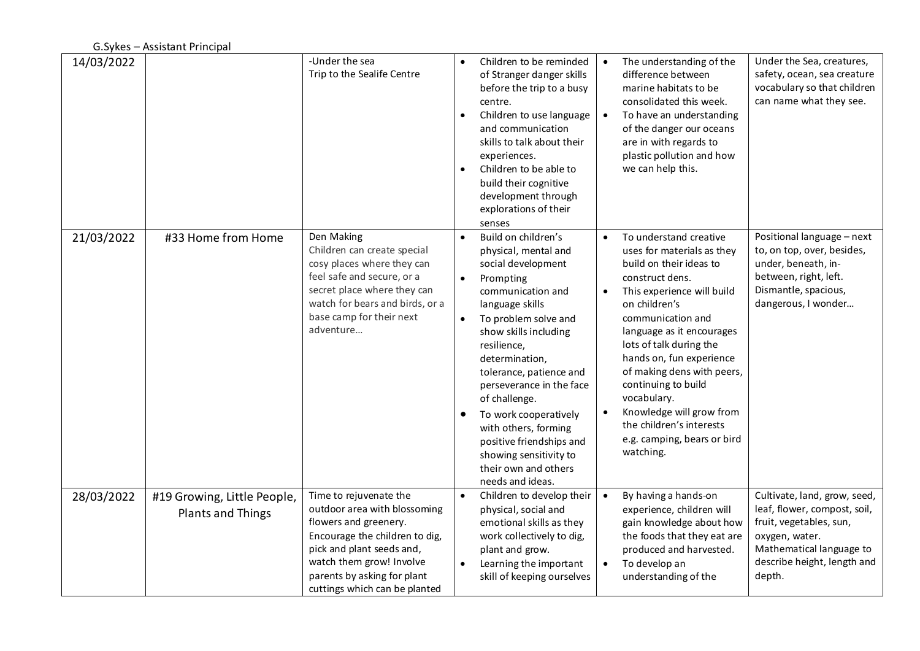G.Sykes – Assistant Principal

| | | | | | |
|---|---|---|---|---|---|
| 14/03/2022 | | -Under the sea<br>Trip to the Sealife Centre | • Children to be reminded of Stranger danger skills before the trip to a busy centre.<br>• Children to use language and communication skills to talk about their experiences.<br>• Children to be able to build their cognitive development through explorations of their senses | • The understanding of the difference between marine habitats to be consolidated this week.<br>• To have an understanding of the danger our oceans are in with regards to plastic pollution and how we can help this. | Under the Sea, creatures, safety, ocean, sea creature vocabulary so that children can name what they see. |
| 21/03/2022 | #33 Home from Home | Den Making<br>Children can create special cosy places where they can feel safe and secure, or a secret place where they can watch for bears and birds, or a base camp for their next adventure… | • Build on children's physical, mental and social development<br>• Prompting communication and language skills<br>• To problem solve and show skills including resilience, determination, tolerance, patience and perseverance in the face of challenge.<br>• To work cooperatively with others, forming positive friendships and showing sensitivity to their own and others needs and ideas. | • To understand creative uses for materials as they build on their ideas to construct dens.<br>• This experience will build on children's communication and language as it encourages lots of talk during the hands on, fun experience of making dens with peers, continuing to build vocabulary.<br>• Knowledge will grow from the children's interests e.g. camping, bears or bird watching. | Positional language – next to, on top, over, besides, under, beneath, in-between, right, left. Dismantle, spacious, dangerous, I wonder… |
| 28/03/2022 | #19 Growing, Little People, Plants and Things | Time to rejuvenate the outdoor area with blossoming flowers and greenery. Encourage the children to dig, pick and plant seeds and, watch them grow! Involve parents by asking for plant cuttings which can be planted | • Children to develop their physical, social and emotional skills as they work collectively to dig, plant and grow.<br>• Learning the important skill of keeping ourselves | • By having a hands-on experience, children will gain knowledge about how the foods that they eat are produced and harvested.<br>• To develop an understanding of the | Cultivate, land, grow, seed, leaf, flower, compost, soil, fruit, vegetables, sun, oxygen, water. Mathematical language to describe height, length and depth. |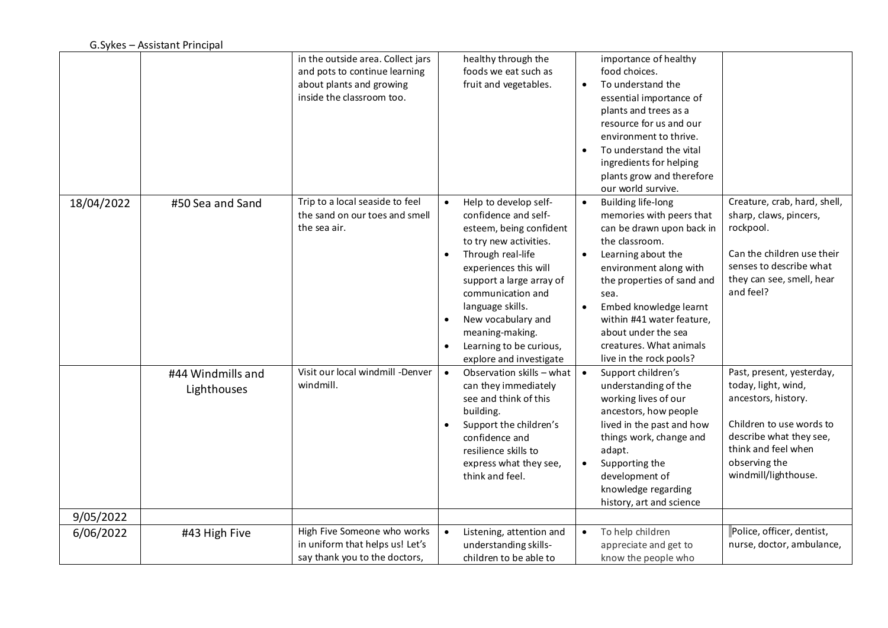| | | | | | |
|---|---|---|---|---|---|
| | | in the outside area. Collect jars and pots to continue learning about plants and growing inside the classroom too. | healthy through the foods we eat such as fruit and vegetables. | importance of healthy food choices.<br>• To understand the essential importance of plants and trees as a resource for us and our environment to thrive.<br>• To understand the vital ingredients for helping plants grow and therefore our world survive. | |
| 18/04/2022 | #50 Sea and Sand | Trip to a local seaside to feel the sand on our toes and smell the sea air. | • Help to develop self-confidence and self-esteem, being confident to try new activities.<br>• Through real-life experiences this will support a large array of communication and language skills.<br>• New vocabulary and meaning-making.<br>• Learning to be curious, explore and investigate | • Building life-long memories with peers that can be drawn upon back in the classroom.<br>• Learning about the environment along with the properties of sand and sea.<br>• Embed knowledge learnt within #41 water feature, about under the sea creatures. What animals live in the rock pools? | Creature, crab, hard, shell, sharp, claws, pincers, rockpool.<br><br>Can the children use their senses to describe what they can see, smell, hear and feel? |
| | #44 Windmills and Lighthouses | Visit our local windmill -Denver windmill. | • Observation skills – what can they immediately see and think of this building.<br>• Support the children's confidence and resilience skills to express what they see, think and feel. | • Support children's understanding of the working lives of our ancestors, how people lived in the past and how things work, change and adapt.<br>• Supporting the development of knowledge regarding history, art and science | Past, present, yesterday, today, light, wind, ancestors, history.<br><br>Children to use words to describe what they see, think and feel when observing the windmill/lighthouse. |
| 9/05/2022 | | | | | |
| 6/06/2022 | #43 High Five | High Five Someone who works in uniform that helps us! Let's say thank you to the doctors, | • Listening, attention and understanding skills- children to be able to | • To help children appreciate and get to know the people who | Police, officer, dentist, nurse, doctor, ambulance, |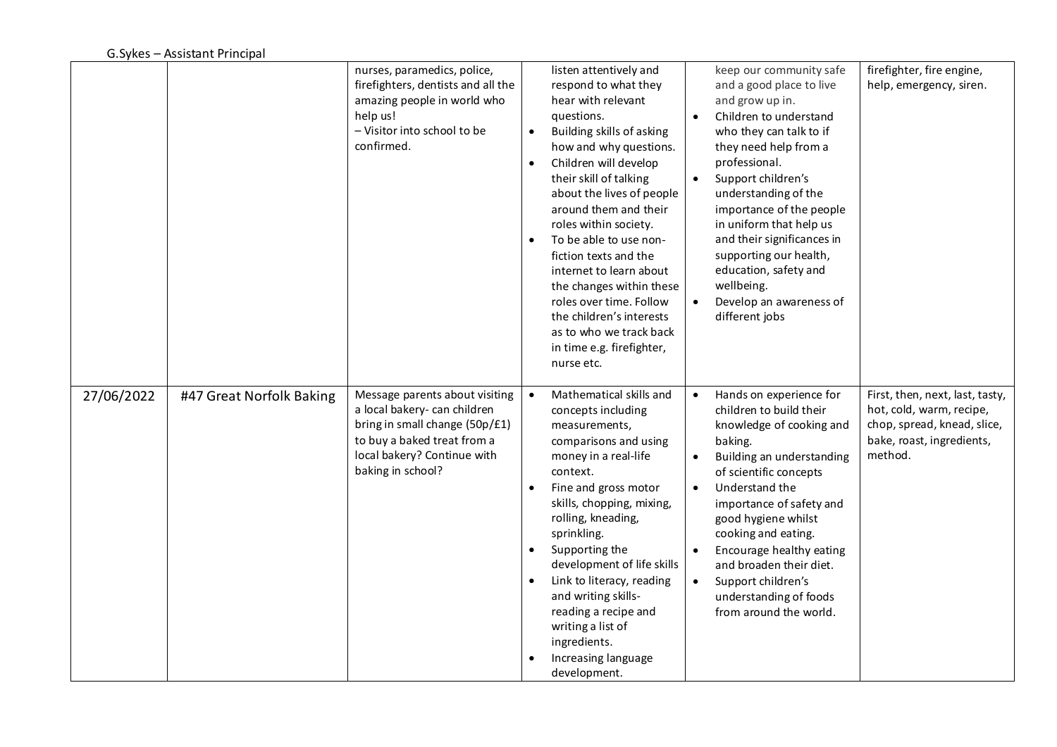| | | | | | |
|---|---|---|---|---|---|
| | | nurses, paramedics, police, firefighters, dentists and all the amazing people in world who help us!<br>– Visitor into school to be confirmed. | listen attentively and respond to what they hear with relevant questions.<br>• Building skills of asking how and why questions.<br>• Children will develop their skill of talking about the lives of people around them and their roles within society.<br>• To be able to use non-fiction texts and the internet to learn about the changes within these roles over time. Follow the children's interests as to who we track back in time e.g. firefighter, nurse etc. | keep our community safe and a good place to live and grow up in.<br>• Children to understand who they can talk to if they need help from a professional.<br>• Support children's understanding of the importance of the people in uniform that help us and their significances in supporting our health, education, safety and wellbeing.<br>• Develop an awareness of different jobs | firefighter, fire engine, help, emergency, siren. |
| 27/06/2022 | #47 Great Norfolk Baking | Message parents about visiting a local bakery- can children bring in small change (50p/£1) to buy a baked treat from a local bakery? Continue with baking in school? | • Mathematical skills and concepts including measurements, comparisons and using money in a real-life context.<br>• Fine and gross motor skills, chopping, mixing, rolling, kneading, sprinkling.<br>• Supporting the development of life skills<br>• Link to literacy, reading and writing skills- reading a recipe and writing a list of ingredients.<br>• Increasing language development. | • Hands on experience for children to build their knowledge of cooking and baking.<br>• Building an understanding of scientific concepts<br>• Understand the importance of safety and good hygiene whilst cooking and eating.<br>• Encourage healthy eating and broaden their diet.<br>• Support children's understanding of foods from around the world. | First, then, next, last, tasty, hot, cold, warm, recipe, chop, spread, knead, slice, bake, roast, ingredients, method. |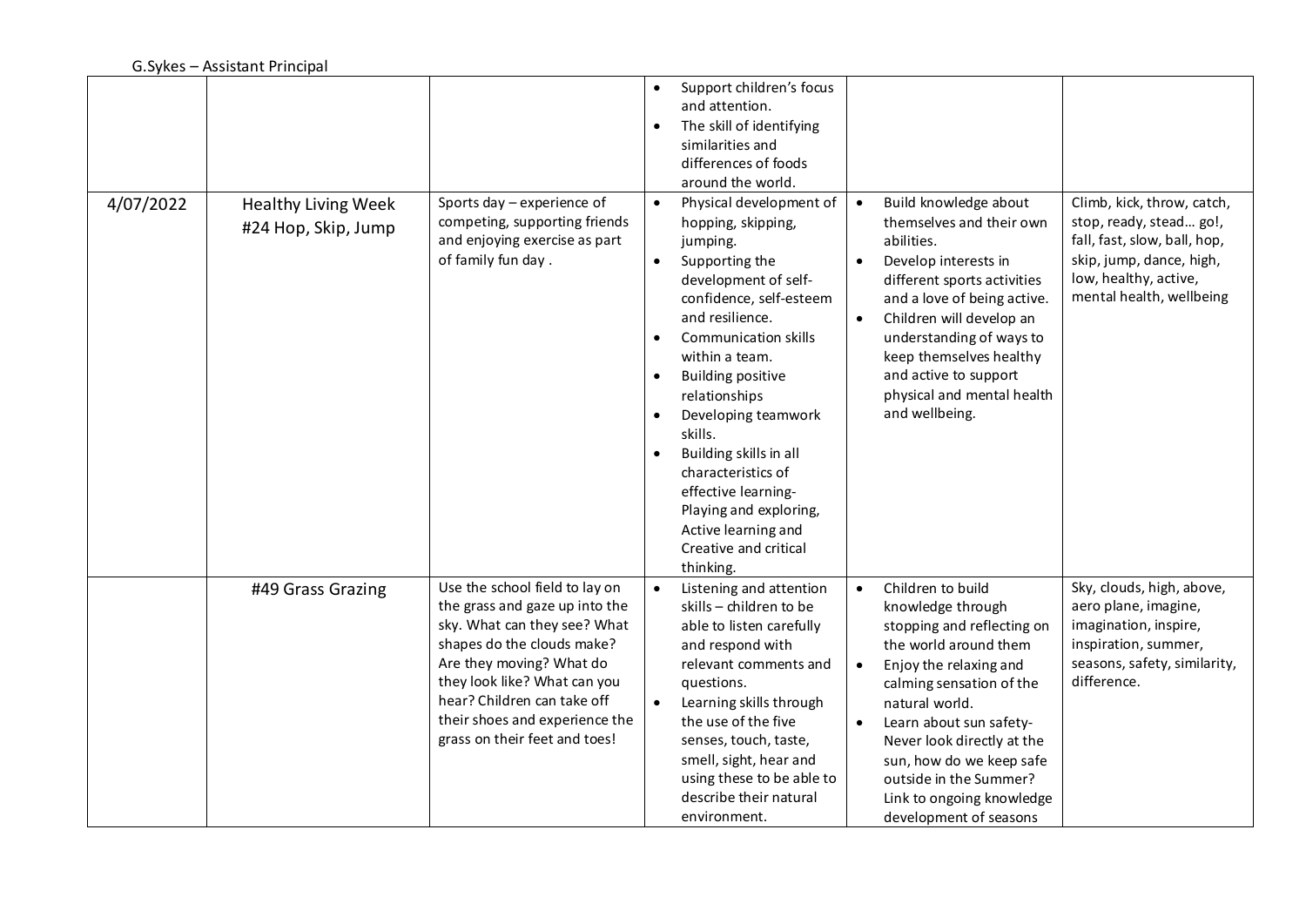G.Sykes – Assistant Principal

| | | | | | |
|---|---|---|---|---|---|
| | | | • Support children's focus and attention.<br>• The skill of identifying similarities and differences of foods around the world. | | |
| 4/07/2022 | Healthy Living Week<br>#24 Hop, Skip, Jump | Sports day – experience of competing, supporting friends and enjoying exercise as part of family fun day . | • Physical development of hopping, skipping, jumping.<br>• Supporting the development of self-confidence, self-esteem and resilience.<br>• Communication skills within a team.<br>• Building positive relationships<br>• Developing teamwork skills.<br>• Building skills in all characteristics of effective learning- Playing and exploring, Active learning and Creative and critical thinking. | • Build knowledge about themselves and their own abilities.<br>• Develop interests in different sports activities and a love of being active.<br>• Children will develop an understanding of ways to keep themselves healthy and active to support physical and mental health and wellbeing. | Climb, kick, throw, catch, stop, ready, stead… go!, fall, fast, slow, ball, hop, skip, jump, dance, high, low, healthy, active, mental health, wellbeing |
| | #49 Grass Grazing | Use the school field to lay on the grass and gaze up into the sky. What can they see? What shapes do the clouds make? Are they moving? What do they look like? What can you hear? Children can take off their shoes and experience the grass on their feet and toes! | • Listening and attention skills – children to be able to listen carefully and respond with relevant comments and questions.<br>• Learning skills through the use of the five senses, touch, taste, smell, sight, hear and using these to be able to describe their natural environment. | • Children to build knowledge through stopping and reflecting on the world around them<br>• Enjoy the relaxing and calming sensation of the natural world.<br>• Learn about sun safety- Never look directly at the sun, how do we keep safe outside in the Summer? Link to ongoing knowledge development of seasons | Sky, clouds, high, above, aero plane, imagine, imagination, inspire, inspiration, summer, seasons, safety, similarity, difference. |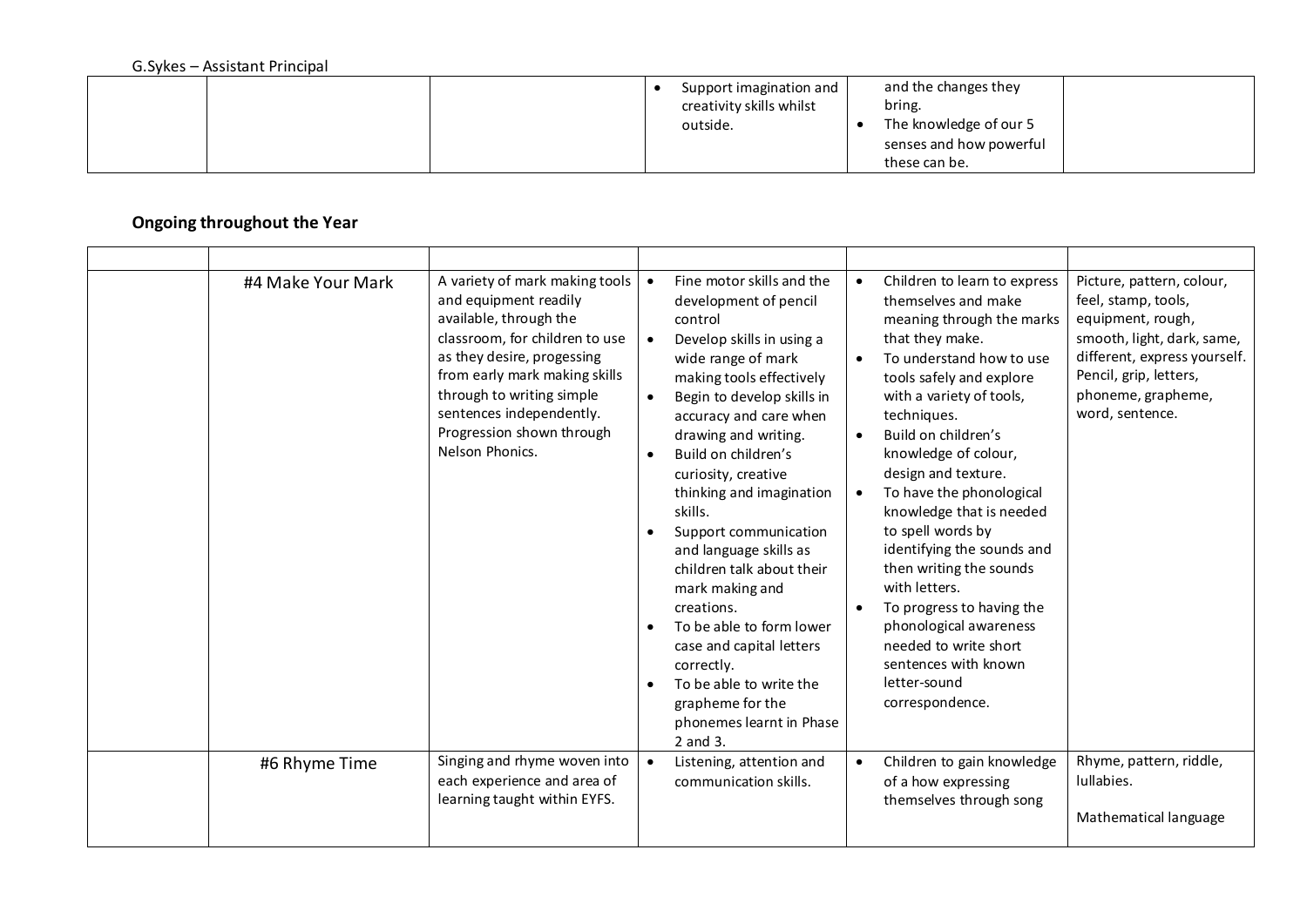| | | | • Support imagination and creativity skills whilst outside. | and the changes they bring.<br>• The knowledge of our 5 senses and how powerful these can be. | |
|---|---|---|---|---|---|

**Ongoing throughout the Year**

| | | | | | |
|---|---|---|---|---|---|
| | #4 Make Your Mark | A variety of mark making tools and equipment readily available, through the classroom, for children to use as they desire, progessing from early mark making skills through to writing simple sentences independently. Progression shown through Nelson Phonics. | • Fine motor skills and the development of pencil control<br>• Develop skills in using a wide range of mark making tools effectively<br>• Begin to develop skills in accuracy and care when drawing and writing.<br>• Build on children's curiosity, creative thinking and imagination skills.<br>• Support communication and language skills as children talk about their mark making and creations.<br>• To be able to form lower case and capital letters correctly.<br>• To be able to write the grapheme for the phonemes learnt in Phase 2 and 3. | • Children to learn to express themselves and make meaning through the marks that they make.<br>• To understand how to use tools safely and explore with a variety of tools, techniques.<br>• Build on children's knowledge of colour, design and texture.<br>• To have the phonological knowledge that is needed to spell words by identifying the sounds and then writing the sounds with letters.<br>• To progress to having the phonological awareness needed to write short sentences with known letter-sound correspondence. | Picture, pattern, colour, feel, stamp, tools, equipment, rough, smooth, light, dark, same, different, express yourself. Pencil, grip, letters, phoneme, grapheme, word, sentence. |
| | #6 Rhyme Time | Singing and rhyme woven into each experience and area of learning taught within EYFS. | • Listening, attention and communication skills. | • Children to gain knowledge of a how expressing themselves through song | Rhyme, pattern, riddle, lullabies.<br><br>Mathematical language |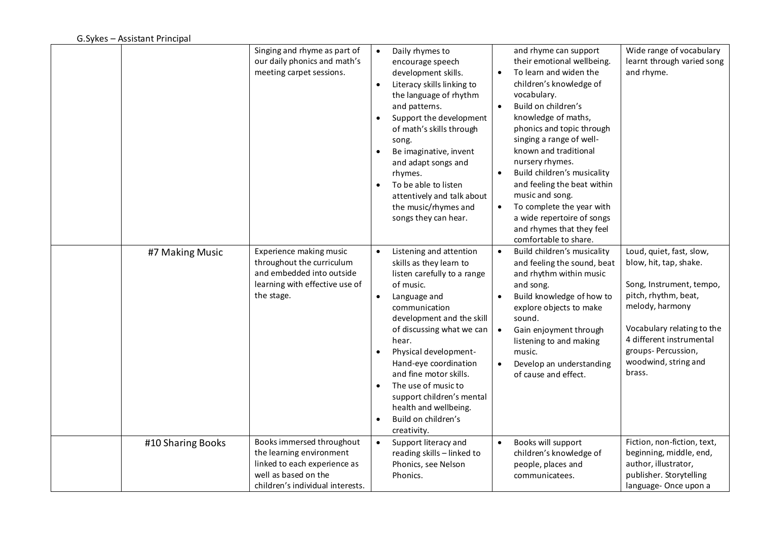| | | | | | |
|---|---|---|---|---|---|
| | | Singing and rhyme as part of our daily phonics and math's meeting carpet sessions. | • Daily rhymes to encourage speech development skills.<br>• Literacy skills linking to the language of rhythm and patterns.<br>• Support the development of math's skills through song.<br>• Be imaginative, invent and adapt songs and rhymes.<br>• To be able to listen attentively and talk about the music/rhymes and songs they can hear. | and rhyme can support their emotional wellbeing.<br>• To learn and widen the children's knowledge of vocabulary.<br>• Build on children's knowledge of maths, phonics and topic through singing a range of well-known and traditional nursery rhymes.<br>• Build children's musicality and feeling the beat within music and song.<br>• To complete the year with a wide repertoire of songs and rhymes that they feel comfortable to share. | Wide range of vocabulary learnt through varied song and rhyme. |
| | #7 Making Music | Experience making music throughout the curriculum and embedded into outside learning with effective use of the stage. | • Listening and attention skills as they learn to listen carefully to a range of music.<br>• Language and communication development and the skill of discussing what we can hear.<br>• Physical development- Hand-eye coordination and fine motor skills.<br>• The use of music to support children's mental health and wellbeing.<br>• Build on children's creativity. | • Build children's musicality and feeling the sound, beat and rhythm within music and song.<br>• Build knowledge of how to explore objects to make sound.<br>• Gain enjoyment through listening to and making music.<br>• Develop an understanding of cause and effect. | Loud, quiet, fast, slow, blow, hit, tap, shake.<br><br>Song, Instrument, tempo, pitch, rhythm, beat, melody, harmony<br><br>Vocabulary relating to the 4 different instrumental groups- Percussion, woodwind, string and brass. |
| | #10 Sharing Books | Books immersed throughout the learning environment linked to each experience as well as based on the children's individual interests. | • Support literacy and reading skills – linked to Phonics, see Nelson Phonics. | • Books will support children's knowledge of people, places and communicatees. | Fiction, non-fiction, text, beginning, middle, end, author, illustrator, publisher. Storytelling language- Once upon a |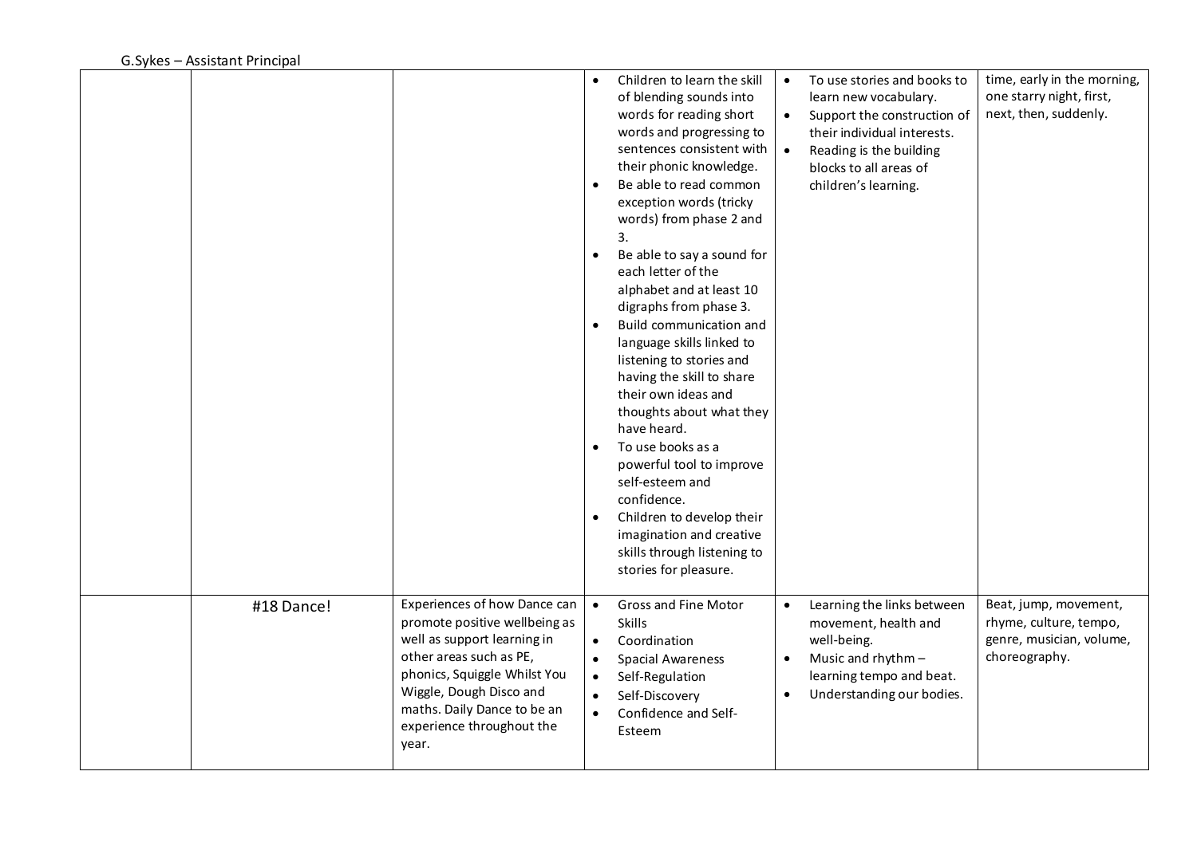| | | | | | |
|---|---|---|---|---|---|
| | | | • Children to learn the skill of blending sounds into words for reading short words and progressing to sentences consistent with their phonic knowledge.<br>• Be able to read common exception words (tricky words) from phase 2 and 3.<br>• Be able to say a sound for each letter of the alphabet and at least 10 digraphs from phase 3.<br>• Build communication and language skills linked to listening to stories and having the skill to share their own ideas and thoughts about what they have heard.<br>• To use books as a powerful tool to improve self-esteem and confidence.<br>• Children to develop their imagination and creative skills through listening to stories for pleasure. | • To use stories and books to learn new vocabulary.<br>• Support the construction of their individual interests.<br>• Reading is the building blocks to all areas of children's learning. | time, early in the morning, one starry night, first, next, then, suddenly. |
| | #18 Dance! | Experiences of how Dance can promote positive wellbeing as well as support learning in other areas such as PE, phonics, Squiggle Whilst You Wiggle, Dough Disco and maths. Daily Dance to be an experience throughout the year. | • Gross and Fine Motor Skills<br>• Coordination<br>• Spacial Awareness<br>• Self-Regulation<br>• Self-Discovery<br>• Confidence and Self-Esteem | • Learning the links between movement, health and well-being.<br>• Music and rhythm – learning tempo and beat.<br>• Understanding our bodies. | Beat, jump, movement, rhyme, culture, tempo, genre, musician, volume, choreography. |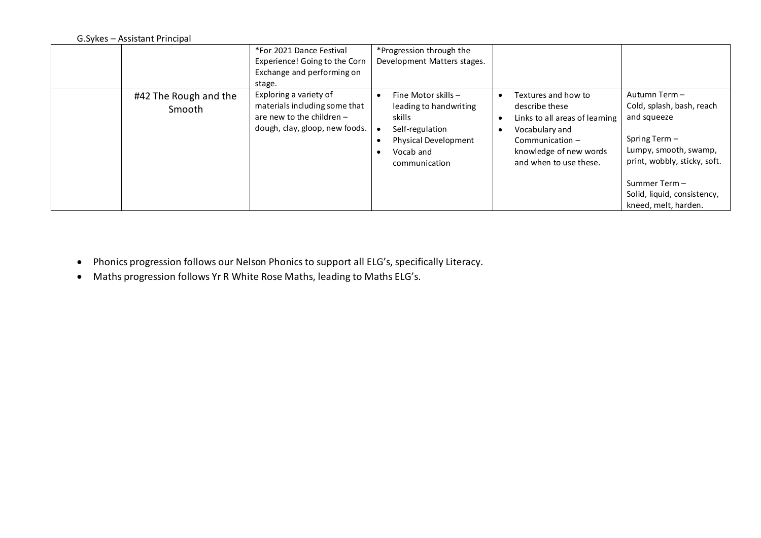G.Sykes – Assistant Principal

| | | | | | |
|---|---|---|---|---|---|
| | | *For 2021 Dance Festival Experience! Going to the Corn Exchange and performing on stage. | *Progression through the Development Matters stages. | | |
| | #42 The Rough and the Smooth | Exploring a variety of materials including some that are new to the children – dough, clay, gloop, new foods. | • Fine Motor skills – leading to handwriting skills<br>• Self-regulation<br>• Physical Development<br>• Vocab and communication | • Textures and how to describe these<br>• Links to all areas of learning<br>• Vocabulary and Communication – knowledge of new words and when to use these. | Autumn Term – Cold, splash, bash, reach and squeeze<br><br>Spring Term – Lumpy, smooth, swamp, print, wobbly, sticky, soft.<br><br>Summer Term – Solid, liquid, consistency, kneed, melt, harden. |

- Phonics progression follows our Nelson Phonics to support all ELG's, specifically Literacy.
- Maths progression follows Yr R White Rose Maths, leading to Maths ELG's.